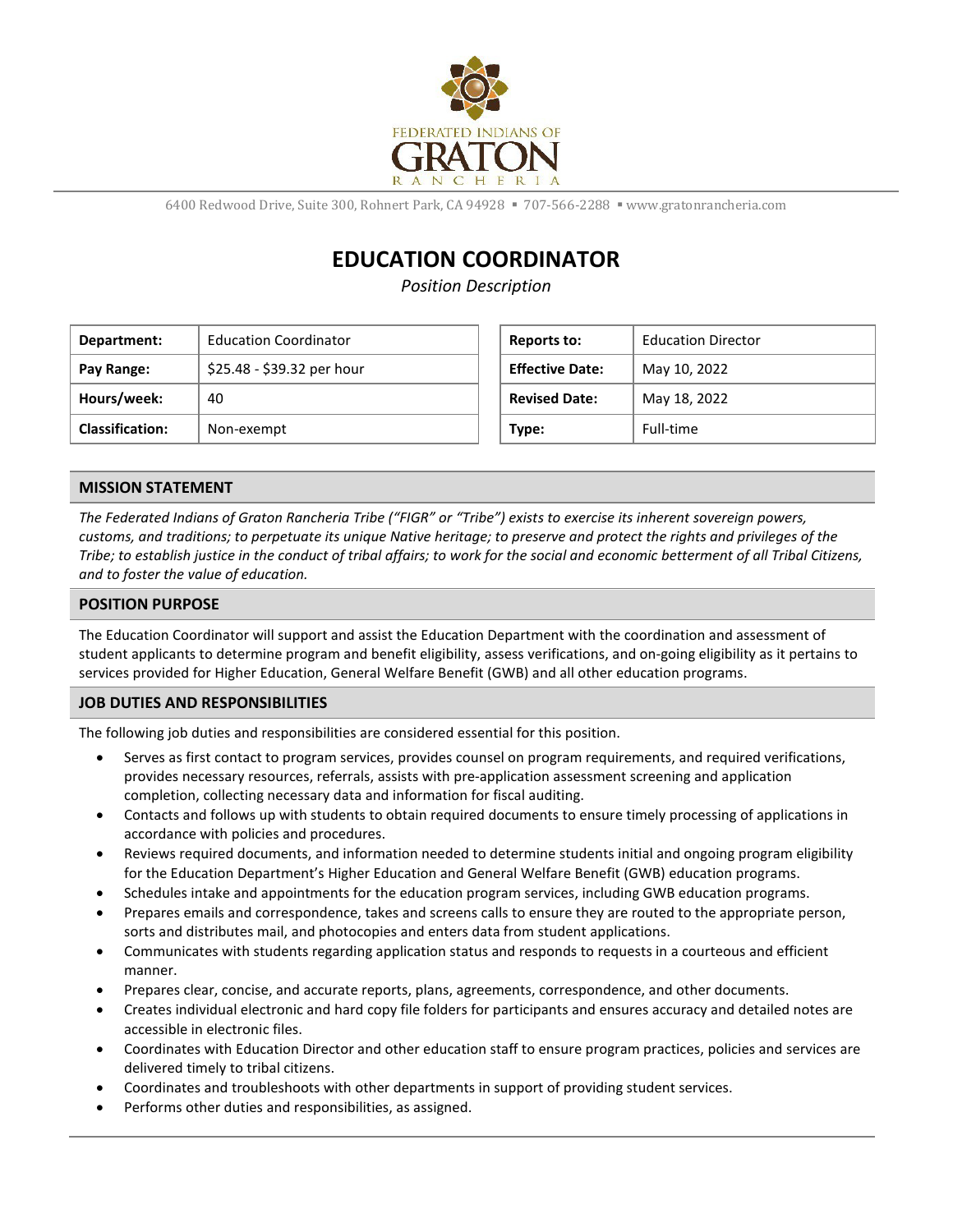FEDERATED INDIANS OF GRATON RANCHERIA

6400 Redwood Drive, Suite 300, Rohnert Park, CA 94928 ▪ 707-566-2288 ▪ www.gratonrancheria.com

# EDUCATION COORDINATOR

*Position Description*

| | | | |
|---|---|---|---|
| **Department:** | Education Coordinator | **Reports to:** | Education Director |
| **Pay Range:** | $25.48 - $39.32 per hour | **Effective Date:** | May 10, 2022 |
| **Hours/week:** | 40 | **Revised Date:** | May 18, 2022 |
| **Classification:** | Non-exempt | **Type:** | Full-time |

## MISSION STATEMENT

*The Federated Indians of Graton Rancheria Tribe ("FIGR" or "Tribe") exists to exercise its inherent sovereign powers, customs, and traditions; to perpetuate its unique Native heritage; to preserve and protect the rights and privileges of the Tribe; to establish justice in the conduct of tribal affairs; to work for the social and economic betterment of all Tribal Citizens, and to foster the value of education.*

## POSITION PURPOSE

The Education Coordinator will support and assist the Education Department with the coordination and assessment of student applicants to determine program and benefit eligibility, assess verifications, and on-going eligibility as it pertains to services provided for Higher Education, General Welfare Benefit (GWB) and all other education programs.

## JOB DUTIES AND RESPONSIBILITIES

The following job duties and responsibilities are considered essential for this position.

- Serves as first contact to program services, provides counsel on program requirements, and required verifications, provides necessary resources, referrals, assists with pre-application assessment screening and application completion, collecting necessary data and information for fiscal auditing.
- Contacts and follows up with students to obtain required documents to ensure timely processing of applications in accordance with policies and procedures.
- Reviews required documents, and information needed to determine students initial and ongoing program eligibility for the Education Department's Higher Education and General Welfare Benefit (GWB) education programs.
- Schedules intake and appointments for the education program services, including GWB education programs.
- Prepares emails and correspondence, takes and screens calls to ensure they are routed to the appropriate person, sorts and distributes mail, and photocopies and enters data from student applications.
- Communicates with students regarding application status and responds to requests in a courteous and efficient manner.
- Prepares clear, concise, and accurate reports, plans, agreements, correspondence, and other documents.
- Creates individual electronic and hard copy file folders for participants and ensures accuracy and detailed notes are accessible in electronic files.
- Coordinates with Education Director and other education staff to ensure program practices, policies and services are delivered timely to tribal citizens.
- Coordinates and troubleshoots with other departments in support of providing student services.
- Performs other duties and responsibilities, as assigned.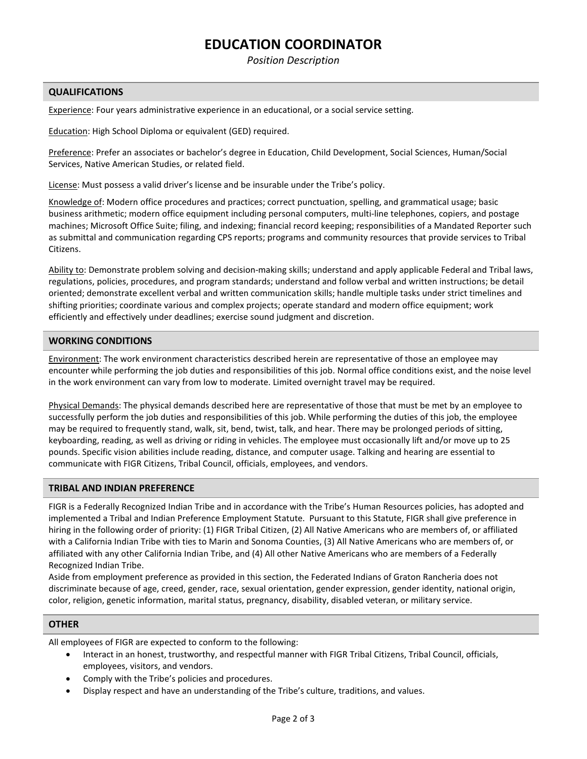# EDUCATION COORDINATOR

*Position Description*

## QUALIFICATIONS

Experience: Four years administrative experience in an educational, or a social service setting.

Education: High School Diploma or equivalent (GED) required.

Preference: Prefer an associates or bachelor's degree in Education, Child Development, Social Sciences, Human/Social Services, Native American Studies, or related field.

License: Must possess a valid driver's license and be insurable under the Tribe's policy.

Knowledge of: Modern office procedures and practices; correct punctuation, spelling, and grammatical usage; basic business arithmetic; modern office equipment including personal computers, multi-line telephones, copiers, and postage machines; Microsoft Office Suite; filing, and indexing; financial record keeping; responsibilities of a Mandated Reporter such as submittal and communication regarding CPS reports; programs and community resources that provide services to Tribal Citizens.

Ability to: Demonstrate problem solving and decision-making skills; understand and apply applicable Federal and Tribal laws, regulations, policies, procedures, and program standards; understand and follow verbal and written instructions; be detail oriented; demonstrate excellent verbal and written communication skills; handle multiple tasks under strict timelines and shifting priorities; coordinate various and complex projects; operate standard and modern office equipment; work efficiently and effectively under deadlines; exercise sound judgment and discretion.

## WORKING CONDITIONS

Environment: The work environment characteristics described herein are representative of those an employee may encounter while performing the job duties and responsibilities of this job. Normal office conditions exist, and the noise level in the work environment can vary from low to moderate. Limited overnight travel may be required.

Physical Demands: The physical demands described here are representative of those that must be met by an employee to successfully perform the job duties and responsibilities of this job. While performing the duties of this job, the employee may be required to frequently stand, walk, sit, bend, twist, talk, and hear. There may be prolonged periods of sitting, keyboarding, reading, as well as driving or riding in vehicles. The employee must occasionally lift and/or move up to 25 pounds. Specific vision abilities include reading, distance, and computer usage. Talking and hearing are essential to communicate with FIGR Citizens, Tribal Council, officials, employees, and vendors.

## TRIBAL AND INDIAN PREFERENCE

FIGR is a Federally Recognized Indian Tribe and in accordance with the Tribe's Human Resources policies, has adopted and implemented a Tribal and Indian Preference Employment Statute. Pursuant to this Statute, FIGR shall give preference in hiring in the following order of priority: (1) FIGR Tribal Citizen, (2) All Native Americans who are members of, or affiliated with a California Indian Tribe with ties to Marin and Sonoma Counties, (3) All Native Americans who are members of, or affiliated with any other California Indian Tribe, and (4) All other Native Americans who are members of a Federally Recognized Indian Tribe.

Aside from employment preference as provided in this section, the Federated Indians of Graton Rancheria does not discriminate because of age, creed, gender, race, sexual orientation, gender expression, gender identity, national origin, color, religion, genetic information, marital status, pregnancy, disability, disabled veteran, or military service.

## OTHER

All employees of FIGR are expected to conform to the following:

- Interact in an honest, trustworthy, and respectful manner with FIGR Tribal Citizens, Tribal Council, officials, employees, visitors, and vendors.
- Comply with the Tribe's policies and procedures.
- Display respect and have an understanding of the Tribe's culture, traditions, and values.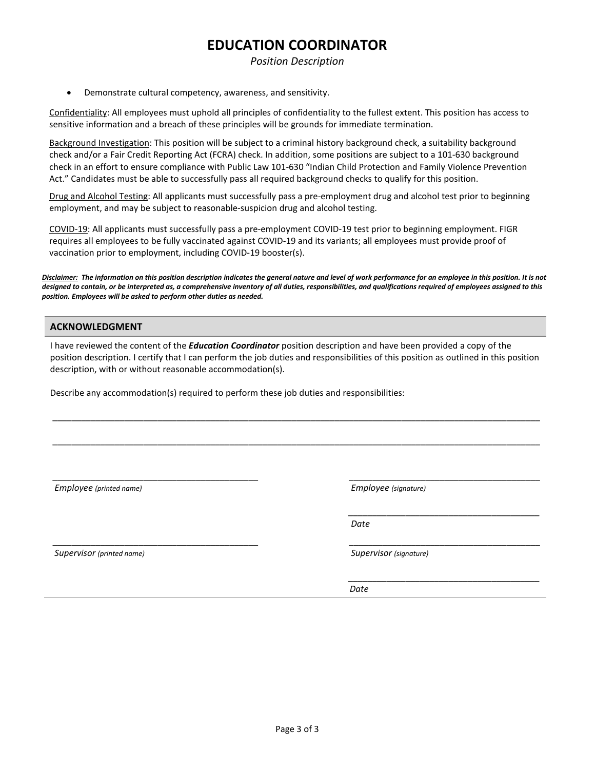- Demonstrate cultural competency, awareness, and sensitivity.

Confidentiality: All employees must uphold all principles of confidentiality to the fullest extent. This position has access to sensitive information and a breach of these principles will be grounds for immediate termination.

Background Investigation: This position will be subject to a criminal history background check, a suitability background check and/or a Fair Credit Reporting Act (FCRA) check. In addition, some positions are subject to a 101-630 background check in an effort to ensure compliance with Public Law 101-630 "Indian Child Protection and Family Violence Prevention Act." Candidates must be able to successfully pass all required background checks to qualify for this position.

Drug and Alcohol Testing: All applicants must successfully pass a pre-employment drug and alcohol test prior to beginning employment, and may be subject to reasonable-suspicion drug and alcohol testing.

COVID-19: All applicants must successfully pass a pre-employment COVID-19 test prior to beginning employment. FIGR requires all employees to be fully vaccinated against COVID-19 and its variants; all employees must provide proof of vaccination prior to employment, including COVID-19 booster(s).

***Disclaimer:* The information on this position description indicates the general nature and level of work performance for an employee in this position. It is not designed to contain, or be interpreted as, a comprehensive inventory of all duties, responsibilities, and qualifications required of employees assigned to this position. Employees will be asked to perform other duties as needed.**

## ACKNOWLEDGMENT

I have reviewed the content of the ***Education Coordinator*** position description and have been provided a copy of the position description. I certify that I can perform the job duties and responsibilities of this position as outlined in this position description, with or without reasonable accommodation(s).

Describe any accommodation(s) required to perform these job duties and responsibilities:

____________________________________________________________________________________________

____________________________________________________________________________________________

| | |
|---|---|
| ________________________________ | ________________________________ |
| *Employee (printed name)* | *Employee (signature)* |
| | ________________________________ |
| | *Date* |
| ________________________________ | ________________________________ |
| *Supervisor (printed name)* | *Supervisor (signature)* |
| | ________________________________ |
| | *Date* |